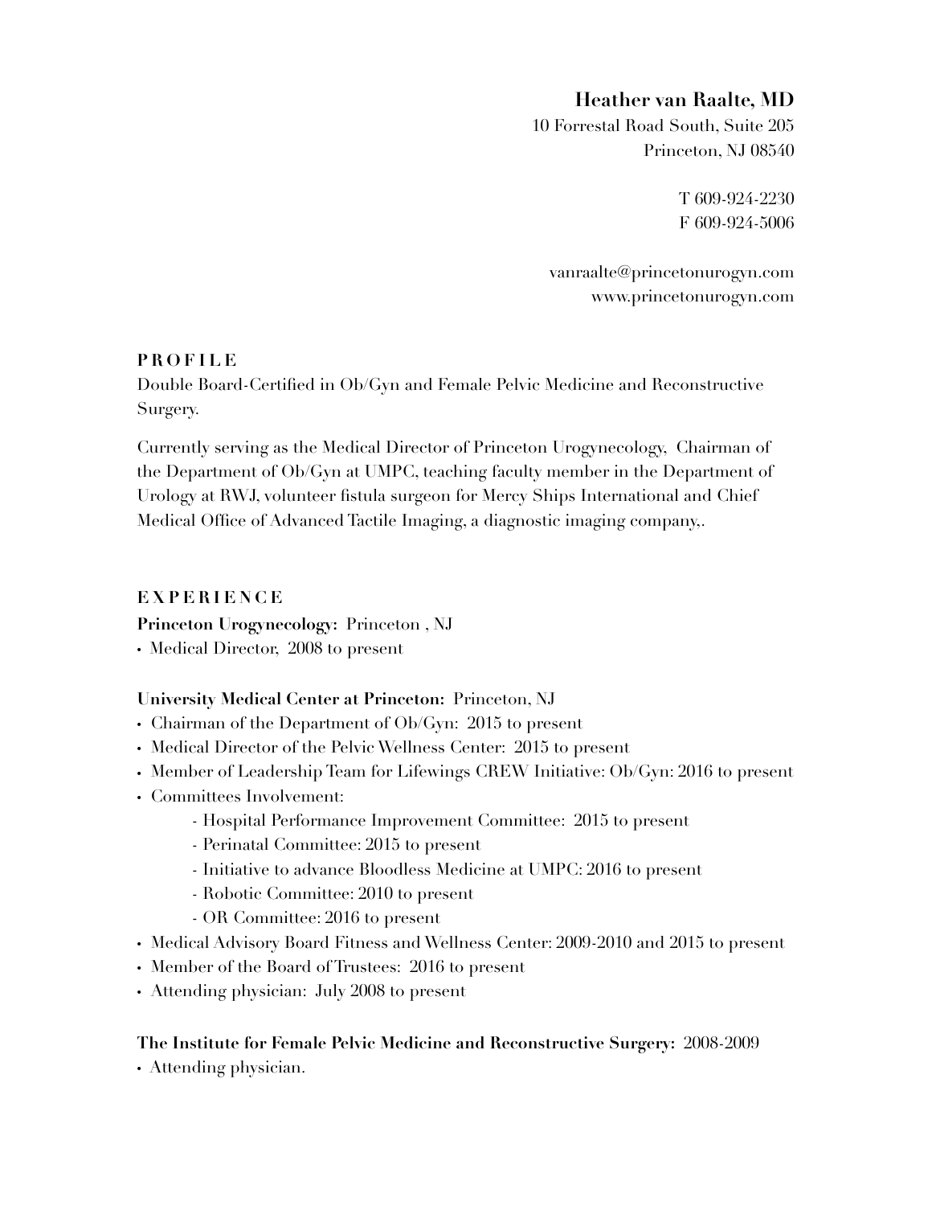# Heather van Raalte, MD

10 Forrestal Road South, Suite 205
Princeton, NJ 08540

T 609-924-2230
F 609-924-5006

vanraalte@princetonurogyn.com
www.princetonurogyn.com

## PROFILE

Double Board-Certified in Ob/Gyn and Female Pelvic Medicine and Reconstructive Surgery.

Currently serving as the Medical Director of Princeton Urogynecology, Chairman of the Department of Ob/Gyn at UMPC, teaching faculty member in the Department of Urology at RWJ, volunteer fistula surgeon for Mercy Ships International and Chief Medical Office of Advanced Tactile Imaging, a diagnostic imaging company,.

## EXPERIENCE

**Princeton Urogynecology:** Princeton , NJ

- Medical Director, 2008 to present

**University Medical Center at Princeton:** Princeton, NJ

- Chairman of the Department of Ob/Gyn: 2015 to present
- Medical Director of the Pelvic Wellness Center: 2015 to present
- Member of Leadership Team for Lifewings CREW Initiative: Ob/Gyn: 2016 to present
- Committees Involvement:
  - Hospital Performance Improvement Committee: 2015 to present
  - Perinatal Committee: 2015 to present
  - Initiative to advance Bloodless Medicine at UMPC: 2016 to present
  - Robotic Committee: 2010 to present
  - OR Committee: 2016 to present
- Medical Advisory Board Fitness and Wellness Center: 2009-2010 and 2015 to present
- Member of the Board of Trustees: 2016 to present
- Attending physician: July 2008 to present

**The Institute for Female Pelvic Medicine and Reconstructive Surgery:** 2008-2009

- Attending physician.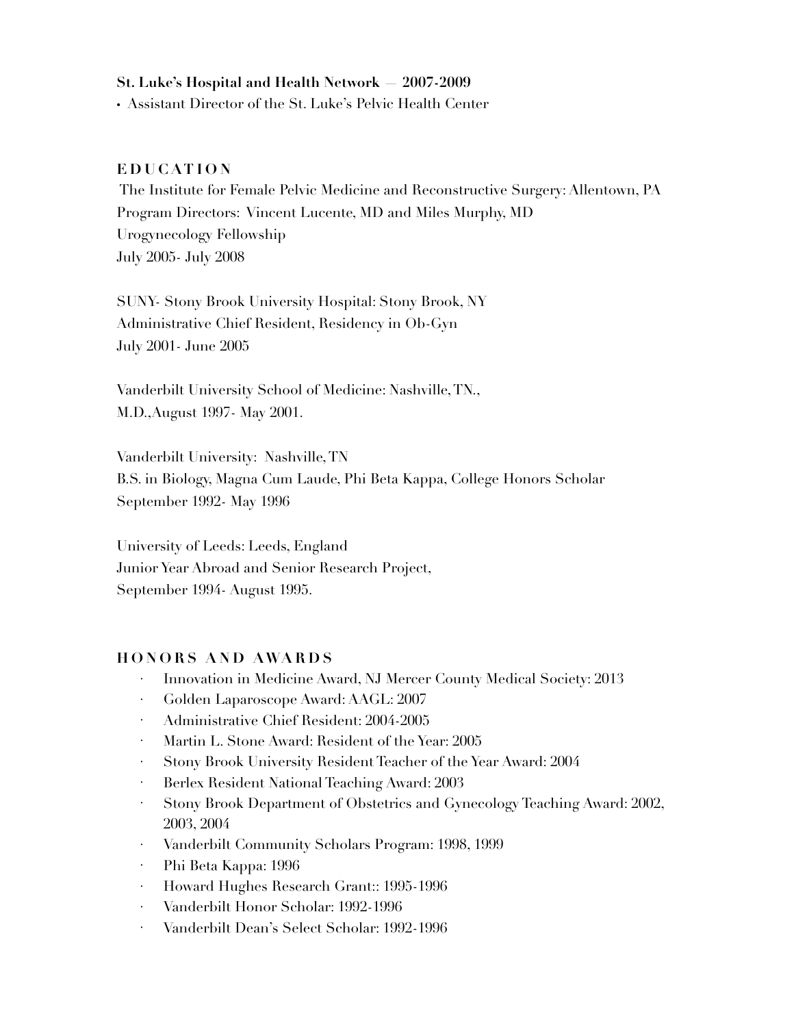**St. Luke's Hospital and Health Network — 2007-2009**

- Assistant Director of the St. Luke's Pelvic Health Center

## EDUCATION

The Institute for Female Pelvic Medicine and Reconstructive Surgery: Allentown, PA
Program Directors: Vincent Lucente, MD and Miles Murphy, MD
Urogynecology Fellowship
July 2005- July 2008

SUNY- Stony Brook University Hospital: Stony Brook, NY
Administrative Chief Resident, Residency in Ob-Gyn
July 2001- June 2005

Vanderbilt University School of Medicine: Nashville, TN.,
M.D.,August 1997- May 2001.

Vanderbilt University: Nashville, TN
B.S. in Biology, Magna Cum Laude, Phi Beta Kappa, College Honors Scholar
September 1992- May 1996

University of Leeds: Leeds, England
Junior Year Abroad and Senior Research Project,
September 1994- August 1995.

## HONORS AND AWARDS

- Innovation in Medicine Award, NJ Mercer County Medical Society: 2013
- Golden Laparoscope Award: AAGL: 2007
- Administrative Chief Resident: 2004-2005
- Martin L. Stone Award: Resident of the Year: 2005
- Stony Brook University Resident Teacher of the Year Award: 2004
- Berlex Resident National Teaching Award: 2003
- Stony Brook Department of Obstetrics and Gynecology Teaching Award: 2002, 2003, 2004
- Vanderbilt Community Scholars Program: 1998, 1999
- Phi Beta Kappa: 1996
- Howard Hughes Research Grant:: 1995-1996
- Vanderbilt Honor Scholar: 1992-1996
- Vanderbilt Dean's Select Scholar: 1992-1996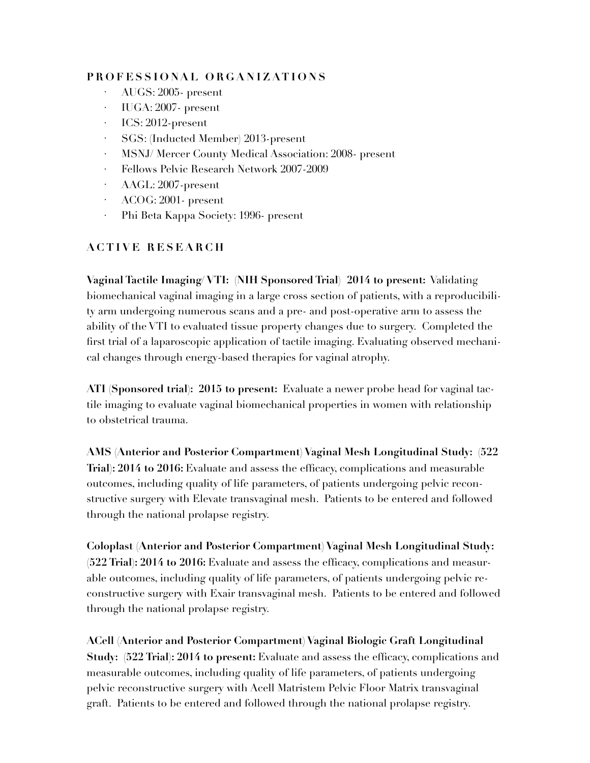## PROFESSIONAL ORGANIZATIONS

- AUGS: 2005- present
- IUGA: 2007- present
- ICS: 2012-present
- SGS: (Inducted Member) 2013-present
- MSNJ/ Mercer County Medical Association: 2008- present
- Fellows Pelvic Research Network 2007-2009
- AAGL: 2007-present
- ACOG: 2001- present
- Phi Beta Kappa Society: 1996- present

## ACTIVE RESEARCH

**Vaginal Tactile Imaging/ VTI: (NIH Sponsored Trial) 2014 to present:** Validating biomechanical vaginal imaging in a large cross section of patients, with a reproducibility arm undergoing numerous scans and a pre- and post-operative arm to assess the ability of the VTI to evaluated tissue property changes due to surgery. Completed the first trial of a laparoscopic application of tactile imaging. Evaluating observed mechanical changes through energy-based therapies for vaginal atrophy.

**ATI (Sponsored trial): 2015 to present:** Evaluate a newer probe head for vaginal tactile imaging to evaluate vaginal biomechanical properties in women with relationship to obstetrical trauma.

**AMS (Anterior and Posterior Compartment) Vaginal Mesh Longitudinal Study: (522 Trial): 2014 to 2016:** Evaluate and assess the efficacy, complications and measurable outcomes, including quality of life parameters, of patients undergoing pelvic reconstructive surgery with Elevate transvaginal mesh. Patients to be entered and followed through the national prolapse registry.

**Coloplast (Anterior and Posterior Compartment) Vaginal Mesh Longitudinal Study: (522 Trial): 2014 to 2016:** Evaluate and assess the efficacy, complications and measurable outcomes, including quality of life parameters, of patients undergoing pelvic reconstructive surgery with Exair transvaginal mesh. Patients to be entered and followed through the national prolapse registry.

**ACell (Anterior and Posterior Compartment) Vaginal Biologic Graft Longitudinal Study: (522 Trial): 2014 to present:** Evaluate and assess the efficacy, complications and measurable outcomes, including quality of life parameters, of patients undergoing pelvic reconstructive surgery with Acell Matristem Pelvic Floor Matrix transvaginal graft. Patients to be entered and followed through the national prolapse registry.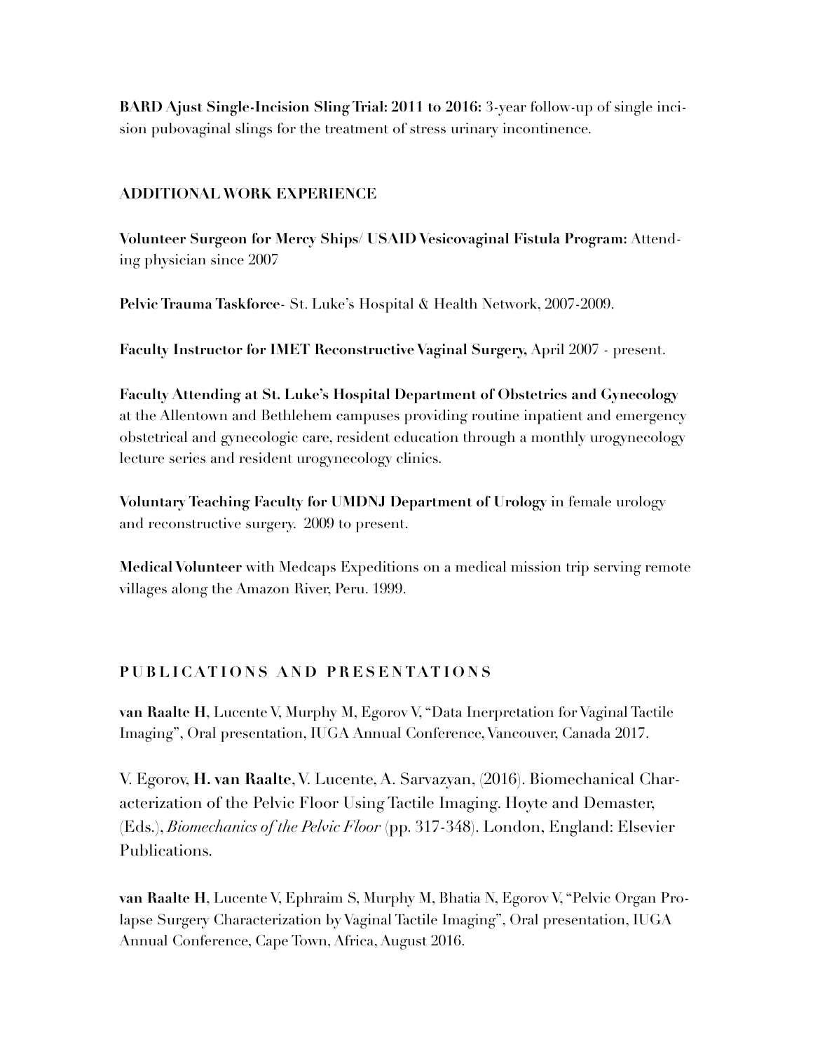**BARD Ajust Single-Incision Sling Trial: 2011 to 2016:** 3-year follow-up of single incision pubovaginal slings for the treatment of stress urinary incontinence.

### ADDITIONAL WORK EXPERIENCE

**Volunteer Surgeon for Mercy Ships/ USAID Vesicovaginal Fistula Program:** Attending physician since 2007

**Pelvic Trauma Taskforce**- St. Luke's Hospital & Health Network, 2007-2009.

**Faculty Instructor for IMET Reconstructive Vaginal Surgery,** April 2007 - present.

**Faculty Attending at St. Luke's Hospital Department of Obstetrics and Gynecology** at the Allentown and Bethlehem campuses providing routine inpatient and emergency obstetrical and gynecologic care, resident education through a monthly urogynecology lecture series and resident urogynecology clinics.

**Voluntary Teaching Faculty for UMDNJ Department of Urology** in female urology and reconstructive surgery. 2009 to present.

**Medical Volunteer** with Medcaps Expeditions on a medical mission trip serving remote villages along the Amazon River, Peru. 1999.

## PUBLICATIONS AND PRESENTATIONS

**van Raalte H**, Lucente V, Murphy M, Egorov V, "Data Inerpretation for Vaginal Tactile Imaging", Oral presentation, IUGA Annual Conference, Vancouver, Canada 2017.

V. Egorov, **H. van Raalte**, V. Lucente, A. Sarvazyan, (2016). Biomechanical Characterization of the Pelvic Floor Using Tactile Imaging. Hoyte and Demaster, (Eds.), *Biomechanics of the Pelvic Floor* (pp. 317-348). London, England: Elsevier Publications.

**van Raalte H**, Lucente V, Ephraim S, Murphy M, Bhatia N, Egorov V, "Pelvic Organ Prolapse Surgery Characterization by Vaginal Tactile Imaging", Oral presentation, IUGA Annual Conference, Cape Town, Africa, August 2016.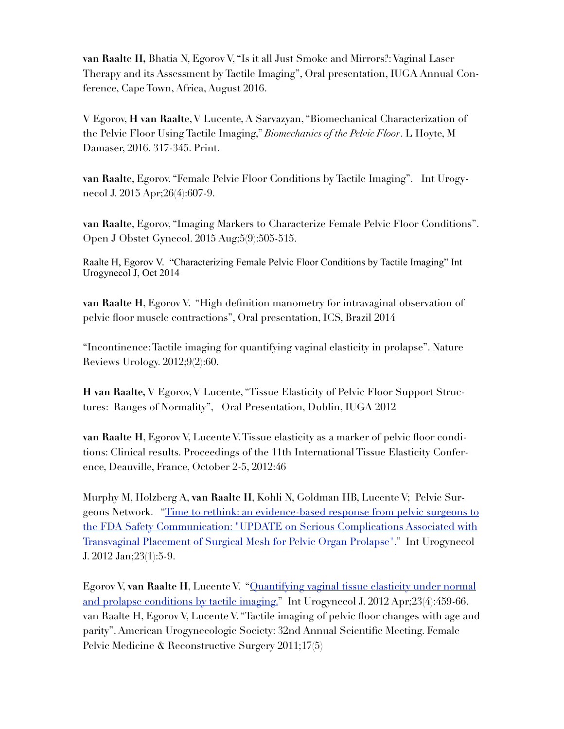**van Raalte H,** Bhatia N, Egorov V, "Is it all Just Smoke and Mirrors?: Vaginal Laser Therapy and its Assessment by Tactile Imaging", Oral presentation, IUGA Annual Conference, Cape Town, Africa, August 2016.

V Egorov, **H van Raalte**, V Lucente, A Sarvazyan, "Biomechanical Characterization of the Pelvic Floor Using Tactile Imaging," *Biomechanics of the Pelvic Floor*. L Hoyte, M Damaser, 2016. 317-345. Print.

**van Raalte**, Egorov. "Female Pelvic Floor Conditions by Tactile Imaging". Int Urogynecol J. 2015 Apr;26(4):607-9.

**van Raalte**, Egorov, "Imaging Markers to Characterize Female Pelvic Floor Conditions". Open J Obstet Gynecol. 2015 Aug;5(9):505-515.

Raalte H, Egorov V. "Characterizing Female Pelvic Floor Conditions by Tactile Imaging" Int Urogynecol J, Oct 2014

**van Raalte H**, Egorov V. "High definition manometry for intravaginal observation of pelvic floor muscle contractions", Oral presentation, ICS, Brazil 2014

"Incontinence: Tactile imaging for quantifying vaginal elasticity in prolapse". Nature Reviews Urology. 2012;9(2):60.

**H van Raalte,** V Egorov, V Lucente, "Tissue Elasticity of Pelvic Floor Support Structures: Ranges of Normality", Oral Presentation, Dublin, IUGA 2012

**van Raalte H**, Egorov V, Lucente V. Tissue elasticity as a marker of pelvic floor conditions: Clinical results. Proceedings of the 11th International Tissue Elasticity Conference, Deauville, France, October 2-5, 2012:46

Murphy M, Holzberg A, **van Raalte H**, Kohli N, Goldman HB, Lucente V; Pelvic Surgeons Network. "Time to rethink: an evidence-based response from pelvic surgeons to the FDA Safety Communication: "UPDATE on Serious Complications Associated with Transvaginal Placement of Surgical Mesh for Pelvic Organ Prolapse"." Int Urogynecol J. 2012 Jan;23(1):5-9.

Egorov V, **van Raalte H**, Lucente V. "Quantifying vaginal tissue elasticity under normal and prolapse conditions by tactile imaging." Int Urogynecol J. 2012 Apr;23(4):459-66.
van Raalte H, Egorov V, Lucente V. "Tactile imaging of pelvic floor changes with age and parity". American Urogynecologic Society: 32nd Annual Scientific Meeting. Female Pelvic Medicine & Reconstructive Surgery 2011;17(5)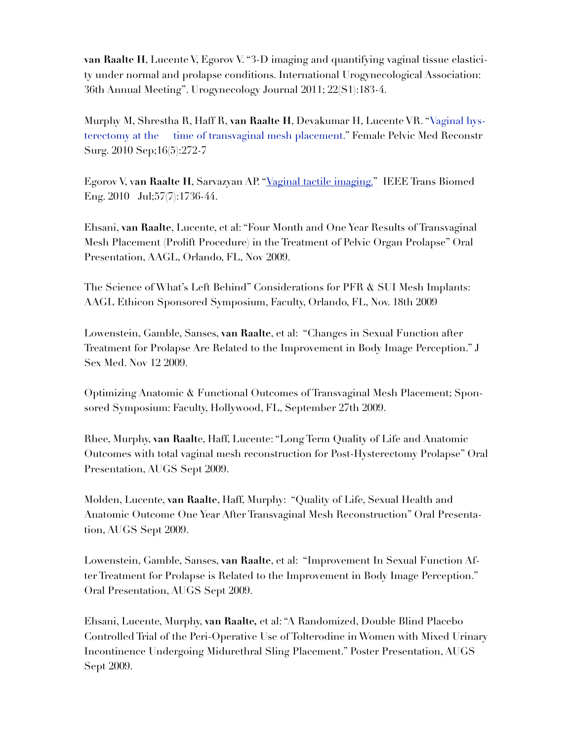**van Raalte H**, Lucente V, Egorov V. "3-D imaging and quantifying vaginal tissue elasticity under normal and prolapse conditions. International Urogynecological Association: 36th Annual Meeting". Urogynecology Journal 2011; 22(S1):183-4.

Murphy M, Shrestha R, Haff R, **van Raalte H**, Devakumar H, Lucente VR. "Vaginal hysterectomy at the time of transvaginal mesh placement." Female Pelvic Med Reconstr Surg. 2010 Sep;16(5):272-7

Egorov V, **van Raalte H**, Sarvazyan AP. "Vaginal tactile imaging." IEEE Trans Biomed Eng. 2010 Jul;57(7):1736-44.

Ehsani, **van Raalte**, Lucente, et al: "Four Month and One Year Results of Transvaginal Mesh Placement (Prolift Procedure) in the Treatment of Pelvic Organ Prolapse" Oral Presentation, AAGL, Orlando, FL, Nov 2009.

The Science of What's Left Behind" Considerations for PFR & SUI Mesh Implants: AAGL Ethicon Sponsored Symposium, Faculty, Orlando, FL, Nov. 18th 2009

Lowenstein, Gamble, Sanses, **van Raalte**, et al: "Changes in Sexual Function after Treatment for Prolapse Are Related to the Improvement in Body Image Perception." J Sex Med. Nov 12 2009.

Optimizing Anatomic & Functional Outcomes of Transvaginal Mesh Placement; Sponsored Symposium: Faculty, Hollywood, FL, September 27th 2009.

Rhee, Murphy, **van Raalte**, Haff, Lucente: "Long Term Quality of Life and Anatomic Outcomes with total vaginal mesh reconstruction for Post-Hysterectomy Prolapse" Oral Presentation, AUGS Sept 2009.

Molden, Lucente, **van Raalte**, Haff, Murphy: "Quality of Life, Sexual Health and Anatomic Outcome One Year After Transvaginal Mesh Reconstruction" Oral Presentation, AUGS Sept 2009.

Lowenstein, Gamble, Sanses, **van Raalte**, et al: "Improvement In Sexual Function After Treatment for Prolapse is Related to the Improvement in Body Image Perception." Oral Presentation, AUGS Sept 2009.

Ehsani, Lucente, Murphy, **van Raalte,** et al: "A Randomized, Double Blind Placebo Controlled Trial of the Peri-Operative Use of Tolterodine in Women with Mixed Urinary Incontinence Undergoing Midurethral Sling Placement." Poster Presentation, AUGS Sept 2009.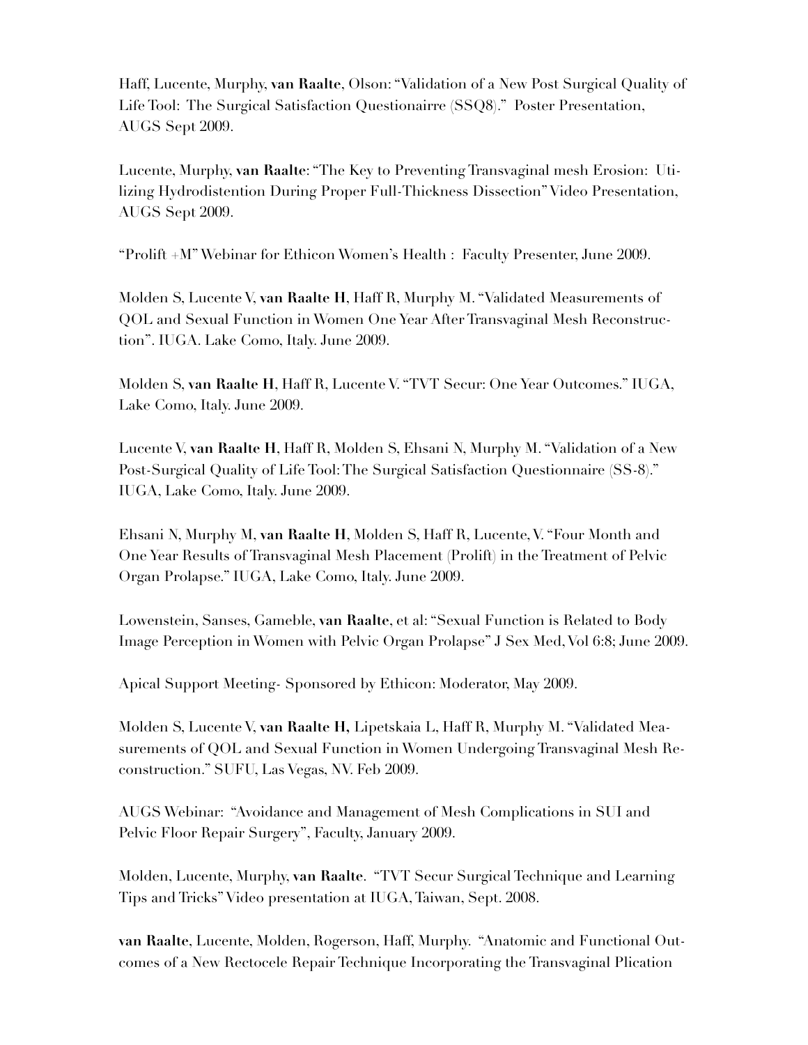Haff, Lucente, Murphy, **van Raalte**, Olson: "Validation of a New Post Surgical Quality of Life Tool: The Surgical Satisfaction Questionairre (SSQ8)." Poster Presentation, AUGS Sept 2009.

Lucente, Murphy, **van Raalte**: "The Key to Preventing Transvaginal mesh Erosion: Utilizing Hydrodistention During Proper Full-Thickness Dissection" Video Presentation, AUGS Sept 2009.

"Prolift +M" Webinar for Ethicon Women's Health : Faculty Presenter, June 2009.

Molden S, Lucente V, **van Raalte H**, Haff R, Murphy M. "Validated Measurements of QOL and Sexual Function in Women One Year After Transvaginal Mesh Reconstruction". IUGA. Lake Como, Italy. June 2009.

Molden S, **van Raalte H**, Haff R, Lucente V. "TVT Secur: One Year Outcomes." IUGA, Lake Como, Italy. June 2009.

Lucente V, **van Raalte H**, Haff R, Molden S, Ehsani N, Murphy M. "Validation of a New Post-Surgical Quality of Life Tool: The Surgical Satisfaction Questionnaire (SS-8)." IUGA, Lake Como, Italy. June 2009.

Ehsani N, Murphy M, **van Raalte H**, Molden S, Haff R, Lucente, V. "Four Month and One Year Results of Transvaginal Mesh Placement (Prolift) in the Treatment of Pelvic Organ Prolapse." IUGA, Lake Como, Italy. June 2009.

Lowenstein, Sanses, Gameble, **van Raalte**, et al: "Sexual Function is Related to Body Image Perception in Women with Pelvic Organ Prolapse" J Sex Med, Vol 6:8; June 2009.

Apical Support Meeting- Sponsored by Ethicon: Moderator, May 2009.

Molden S, Lucente V, **van Raalte H,** Lipetskaia L, Haff R, Murphy M. "Validated Measurements of QOL and Sexual Function in Women Undergoing Transvaginal Mesh Reconstruction." SUFU, Las Vegas, NV. Feb 2009.

AUGS Webinar: "Avoidance and Management of Mesh Complications in SUI and Pelvic Floor Repair Surgery", Faculty, January 2009.

Molden, Lucente, Murphy, **van Raalte**. "TVT Secur Surgical Technique and Learning Tips and Tricks" Video presentation at IUGA, Taiwan, Sept. 2008.

**van Raalte**, Lucente, Molden, Rogerson, Haff, Murphy. "Anatomic and Functional Outcomes of a New Rectocele Repair Technique Incorporating the Transvaginal Plication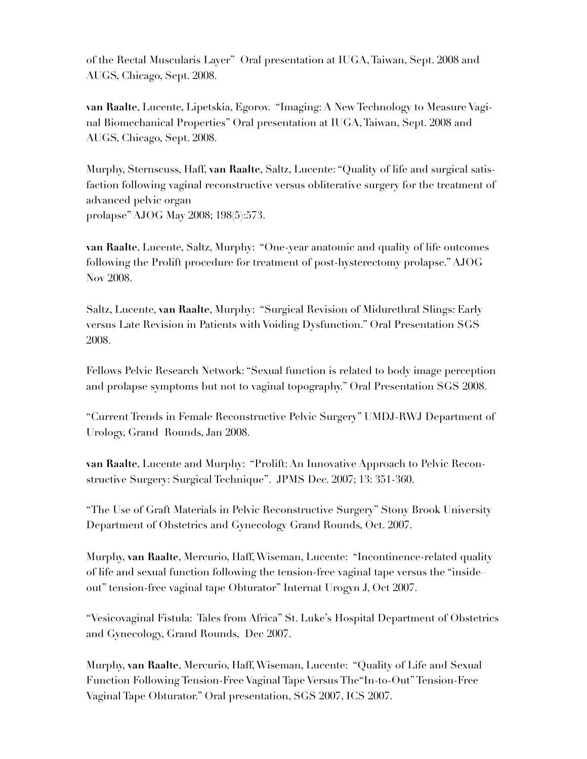of the Rectal Muscularis Layer"  Oral presentation at IUGA, Taiwan, Sept. 2008 and AUGS, Chicago, Sept. 2008.

**van Raalte**, Lucente, Lipetskia, Egorov.  "Imaging: A New Technology to Measure Vaginal Biomechanical Properties" Oral presentation at IUGA, Taiwan, Sept. 2008 and AUGS, Chicago, Sept. 2008.

Murphy, Sternscuss, Haff, **van Raalte**, Saltz, Lucente: "Quality of life and surgical satisfaction following vaginal reconstructive versus obliterative surgery for the treatment of advanced pelvic organ prolapse" AJOG May 2008; 198(5):573.

**van Raalte**, Lucente, Saltz, Murphy:  "One-year anatomic and quality of life outcomes following the Prolift procedure for treatment of post-hysterectomy prolapse." AJOG Nov 2008.

Saltz, Lucente, **van Raalte**, Murphy:  "Surgical Revision of Midurethral Slings: Early versus Late Revision in Patients with Voiding Dysfunction." Oral Presentation SGS 2008.

Fellows Pelvic Research Network: "Sexual function is related to body image perception and prolapse symptoms but not to vaginal topography." Oral Presentation SGS 2008.

"Current Trends in Female Reconstructive Pelvic Surgery" UMDJ-RWJ Department of Urology, Grand  Rounds, Jan 2008.

**van Raalte**, Lucente and Murphy:  "Prolift: An Innovative Approach to Pelvic Reconstructive Surgery: Surgical Technique".  JPMS Dec. 2007; 13: 351-360.

"The Use of Graft Materials in Pelvic Reconstructive Surgery" Stony Brook University Department of Obstetrics and Gynecology Grand Rounds, Oct. 2007.

Murphy, **van Raalte**, Mercurio, Haff, Wiseman, Lucente:  "Incontinence-related quality of life and sexual function following the tension-free vaginal tape versus the "inside–out" tension-free vaginal tape Obturator" Internat Urogyn J, Oct 2007.

"Vesicovaginal Fistula:  Tales from Africa" St. Luke's Hospital Department of Obstetrics and Gynecology, Grand Rounds,  Dec 2007.

Murphy, **van Raalte**, Mercurio, Haff, Wiseman, Lucente:  "Quality of Life and Sexual Function Following Tension-Free Vaginal Tape Versus The"In-to-Out" Tension-Free Vaginal Tape Obturator." Oral presentation, SGS 2007, ICS 2007.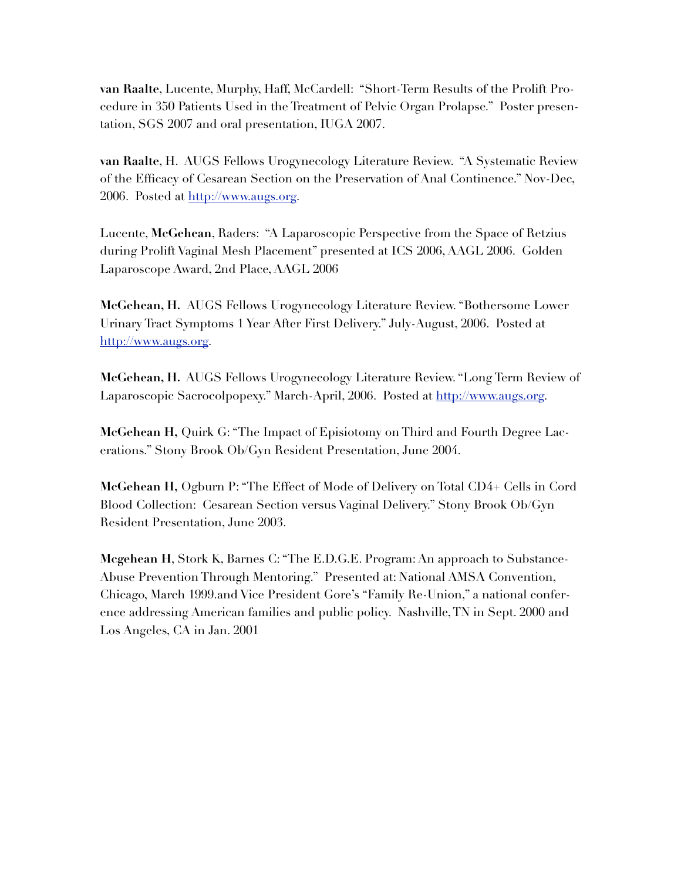**van Raalte**, Lucente, Murphy, Haff, McCardell: "Short-Term Results of the Prolift Procedure in 350 Patients Used in the Treatment of Pelvic Organ Prolapse." Poster presentation, SGS 2007 and oral presentation, IUGA 2007.

**van Raalte**, H. AUGS Fellows Urogynecology Literature Review. "A Systematic Review of the Efficacy of Cesarean Section on the Preservation of Anal Continence." Nov-Dec, 2006. Posted at http://www.augs.org.

Lucente, **McGehean**, Raders: "A Laparoscopic Perspective from the Space of Retzius during Prolift Vaginal Mesh Placement" presented at ICS 2006, AAGL 2006. Golden Laparoscope Award, 2nd Place, AAGL 2006

**McGehean, H.** AUGS Fellows Urogynecology Literature Review. "Bothersome Lower Urinary Tract Symptoms 1 Year After First Delivery." July-August, 2006. Posted at http://www.augs.org.

**McGehean, H.** AUGS Fellows Urogynecology Literature Review. "Long Term Review of Laparoscopic Sacrocolpopexy." March-April, 2006. Posted at http://www.augs.org.

**McGehean H,** Quirk G: "The Impact of Episiotomy on Third and Fourth Degree Lacerations." Stony Brook Ob/Gyn Resident Presentation, June 2004.

**McGehean H,** Ogburn P: "The Effect of Mode of Delivery on Total CD4+ Cells in Cord Blood Collection: Cesarean Section versus Vaginal Delivery." Stony Brook Ob/Gyn Resident Presentation, June 2003.

**Mcgehean H**, Stork K, Barnes C: "The E.D.G.E. Program: An approach to Substance-Abuse Prevention Through Mentoring." Presented at: National AMSA Convention, Chicago, March 1999.and Vice President Gore's "Family Re-Union," a national conference addressing American families and public policy. Nashville, TN in Sept. 2000 and Los Angeles, CA in Jan. 2001